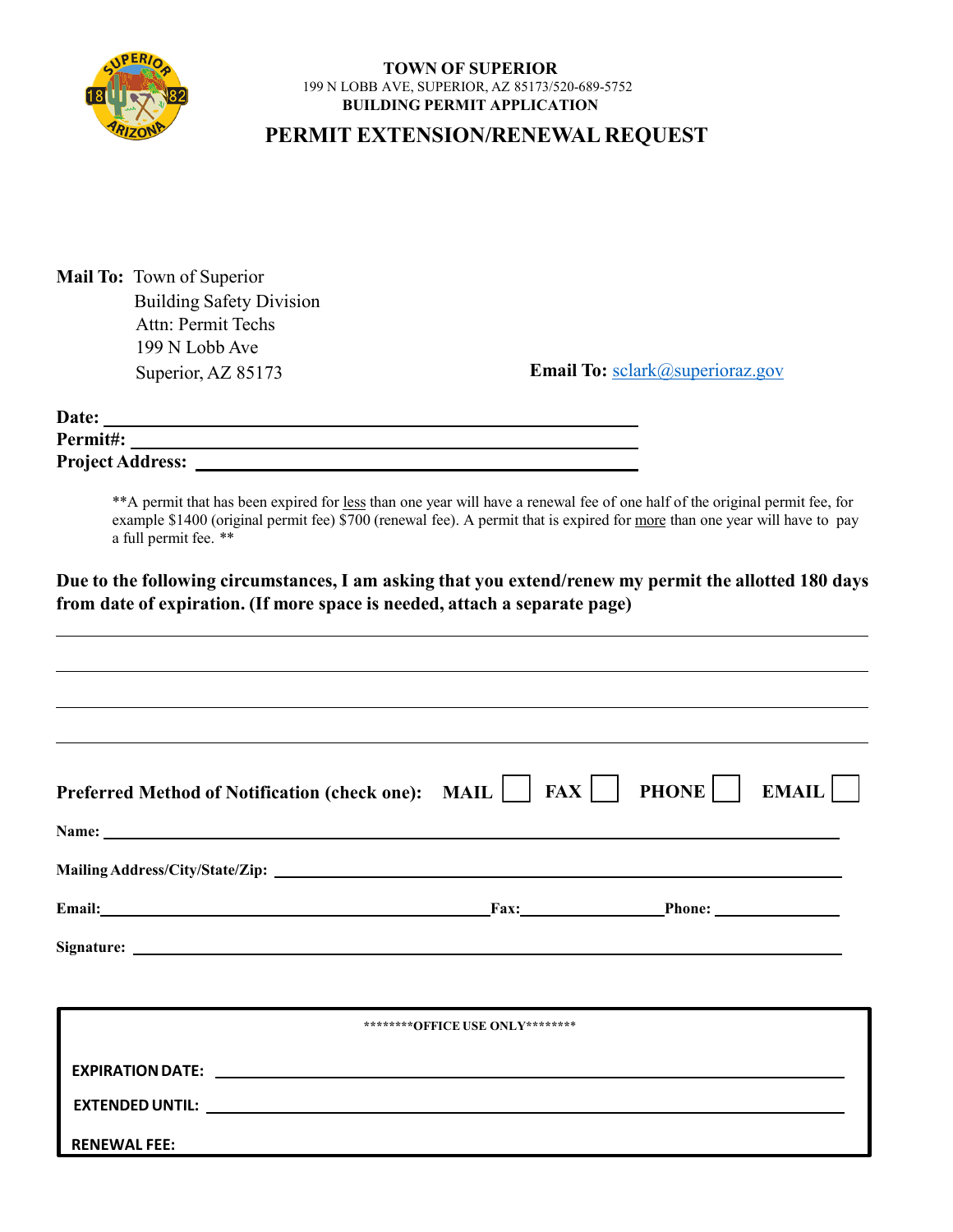# TOWN OF SUPERIOR

199 N LOBB AVE, SUPERIOR, AZ 85173/520-689-5752

**BUILDING PERMIT APPLICATION**

## PERMIT EXTENSION/RENEWAL REQUEST

**Mail To:** Town of Superior
Building Safety Division
Attn: Permit Techs
199 N Lobb Ave
Superior, AZ 85173

**Email To:** sclark@superioraz.gov

**Date:** ______________________________

**Permit#:** ______________________________

**Project Address:** ______________________________

**A permit that has been expired for less than one year will have a renewal fee of one half of the original permit fee, for example $1400 (original permit fee) $700 (renewal fee). A permit that is expired for more than one year will have to pay a full permit fee. **

**Due to the following circumstances, I am asking that you extend/renew my permit the allotted 180 days from date of expiration. (If more space is needed, attach a separate page)**

______________________________

______________________________

______________________________

______________________________

**Preferred Method of Notification (check one):** **MAIL** ☐ **FAX** ☐ **PHONE** ☐ **EMAIL** ☐

**Name:** ______________________________

**Mailing Address/City/State/Zip:** ______________________________

**Email:** ______________________________ **Fax:** ______________ **Phone:** ______________

**Signature:** ______________________________

---

********OFFICE USE ONLY********

**EXPIRATION DATE:** ______________________________

**EXTENDED UNTIL:** ______________________________

**RENEWAL FEE:**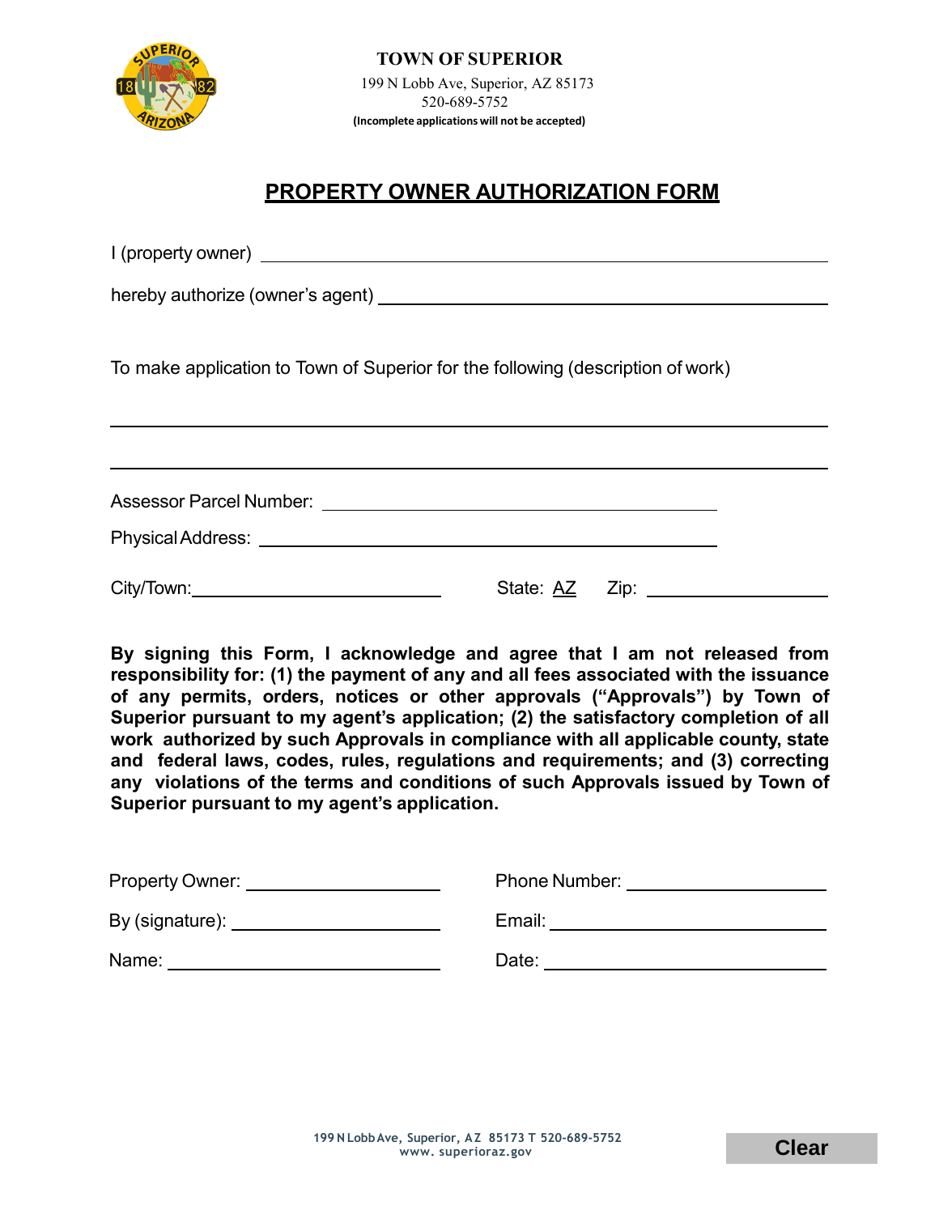**TOWN OF SUPERIOR**

199 N Lobb Ave, Superior, AZ 85173
520-689-5752

**(Incomplete applications will not be accepted)**

# PROPERTY OWNER AUTHORIZATION FORM

I (property owner) ______________________________________________

hereby authorize (owner's agent) ______________________________________________

To make application to Town of Superior for the following (description of work)

______________________________________________

______________________________________________

Assessor Parcel Number: ______________________________________________

Physical Address: ______________________________________________

City/Town: ____________________ State: AZ Zip: ____________________

**By signing this Form, I acknowledge and agree that I am not released from responsibility for: (1) the payment of any and all fees associated with the issuance of any permits, orders, notices or other approvals ("Approvals") by Town of Superior pursuant to my agent's application; (2) the satisfactory completion of all work authorized by such Approvals in compliance with all applicable county, state and federal laws, codes, rules, regulations and requirements; and (3) correcting any violations of the terms and conditions of such Approvals issued by Town of Superior pursuant to my agent's application.**

Property Owner: ____________________ Phone Number: ____________________

By (signature): ____________________ Email: ____________________

Name: ____________________ Date: ____________________

Clear